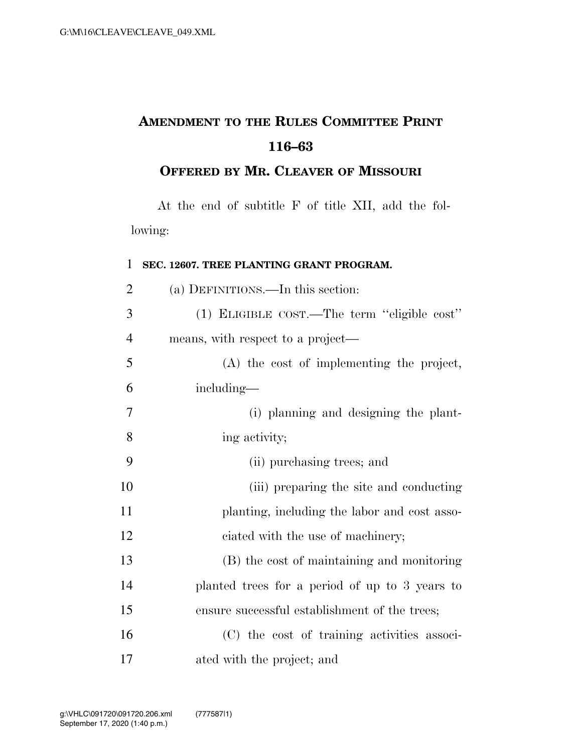# AMENDMENT TO THE RULES COMMITTEE PRINT 116–63

## OFFERED BY MR. CLEAVER OF MISSOURI

At the end of subtitle F of title XII, add the following:

**SEC. 12607. TREE PLANTING GRANT PROGRAM.**

(a) DEFINITIONS.—In this section:

(1) ELIGIBLE COST.—The term ''eligible cost'' means, with respect to a project—

(A) the cost of implementing the project, including—

(i) planning and designing the planting activity;

(ii) purchasing trees; and

(iii) preparing the site and conducting planting, including the labor and cost associated with the use of machinery;

(B) the cost of maintaining and monitoring planted trees for a period of up to 3 years to ensure successful establishment of the trees;

(C) the cost of training activities associated with the project; and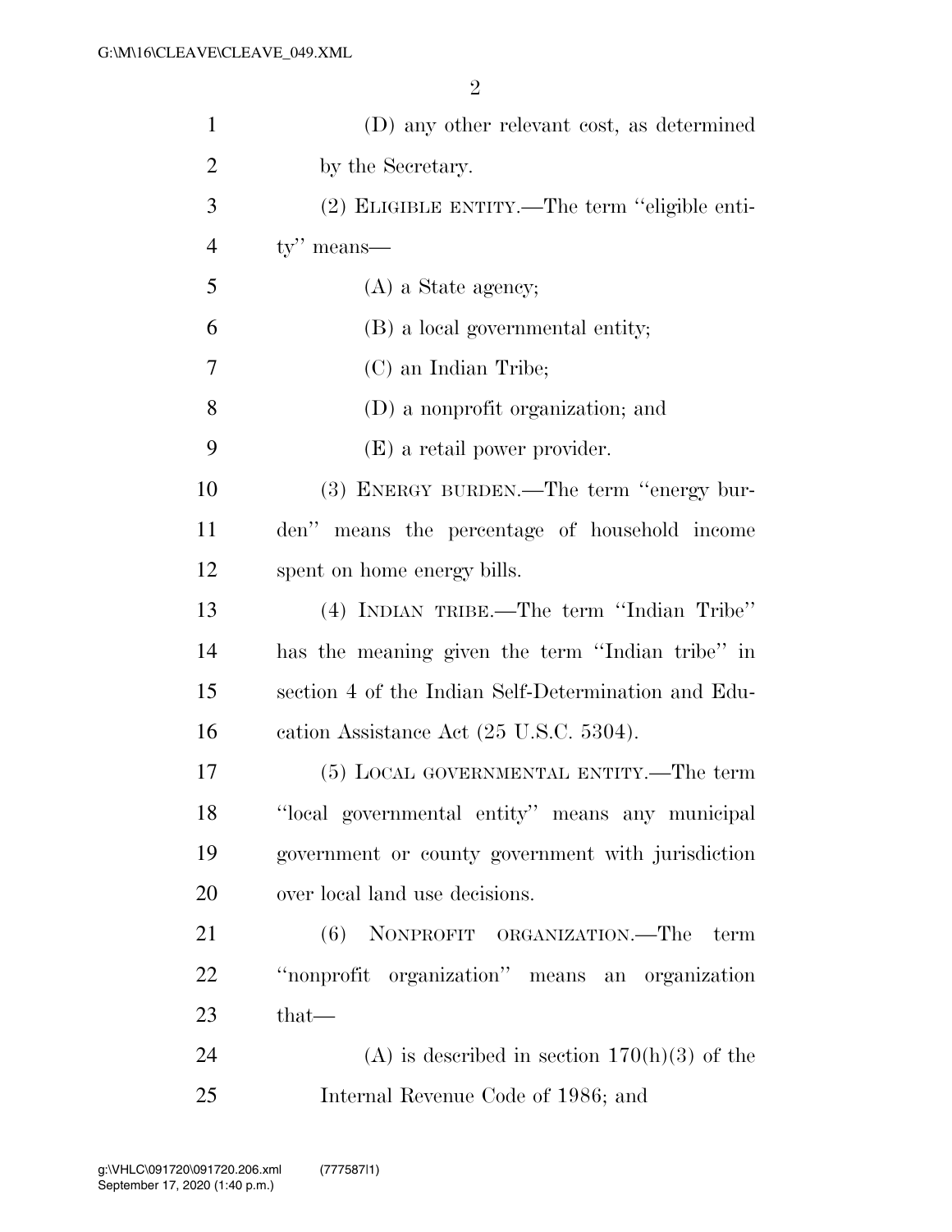(D) any other relevant cost, as determined by the Secretary.

(2) ELIGIBLE ENTITY.—The term ''eligible entity'' means—

(A) a State agency;

(B) a local governmental entity;

(C) an Indian Tribe;

(D) a nonprofit organization; and

(E) a retail power provider.

(3) ENERGY BURDEN.—The term ''energy burden'' means the percentage of household income spent on home energy bills.

(4) INDIAN TRIBE.—The term ''Indian Tribe'' has the meaning given the term ''Indian tribe'' in section 4 of the Indian Self-Determination and Education Assistance Act (25 U.S.C. 5304).

(5) LOCAL GOVERNMENTAL ENTITY.—The term ''local governmental entity'' means any municipal government or county government with jurisdiction over local land use decisions.

(6) NONPROFIT ORGANIZATION.—The term ''nonprofit organization'' means an organization that—

(A) is described in section 170(h)(3) of the Internal Revenue Code of 1986; and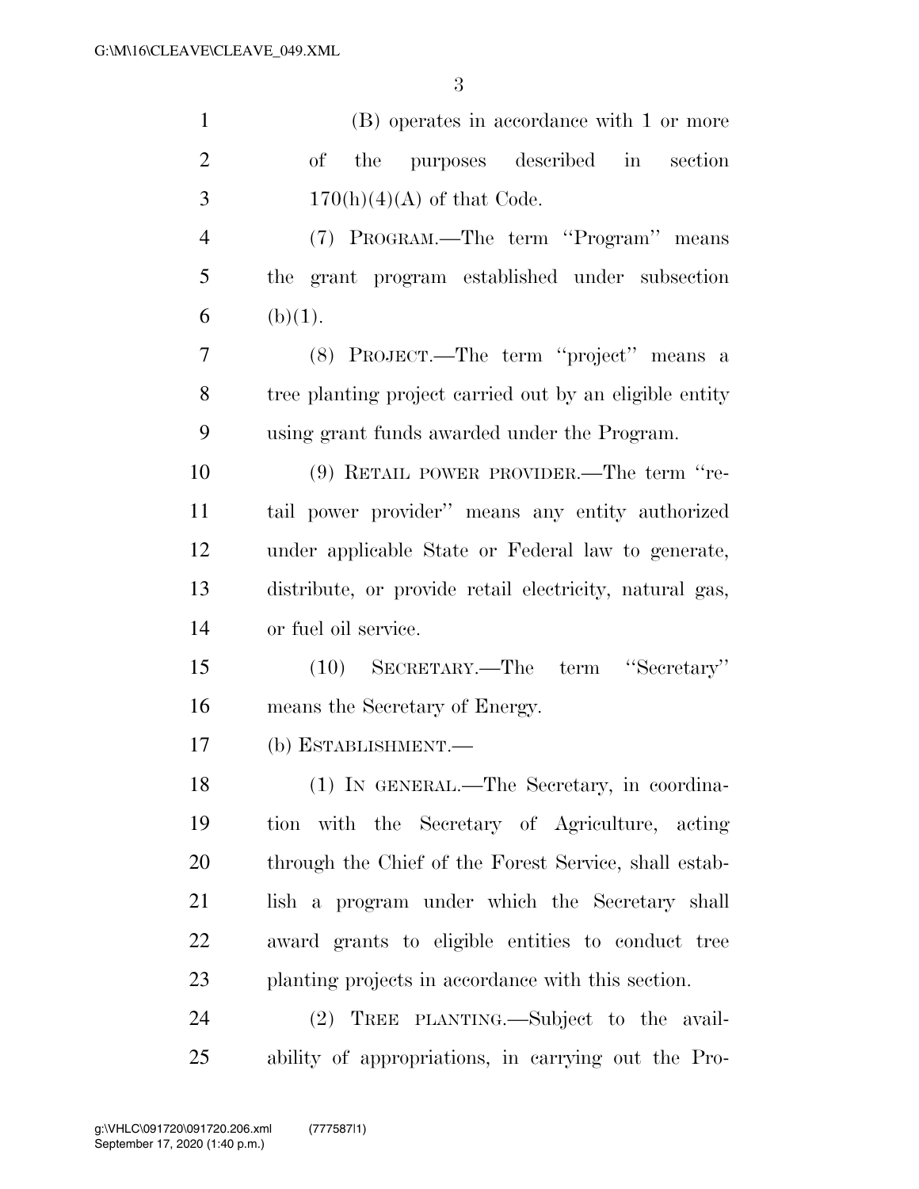(B) operates in accordance with 1 or more of the purposes described in section 170(h)(4)(A) of that Code.

(7) PROGRAM.—The term ''Program'' means the grant program established under subsection (b)(1).

(8) PROJECT.—The term ''project'' means a tree planting project carried out by an eligible entity using grant funds awarded under the Program.

(9) RETAIL POWER PROVIDER.—The term ''retail power provider'' means any entity authorized under applicable State or Federal law to generate, distribute, or provide retail electricity, natural gas, or fuel oil service.

(10) SECRETARY.—The term ''Secretary'' means the Secretary of Energy.

(b) ESTABLISHMENT.—

(1) IN GENERAL.—The Secretary, in coordination with the Secretary of Agriculture, acting through the Chief of the Forest Service, shall establish a program under which the Secretary shall award grants to eligible entities to conduct tree planting projects in accordance with this section.

(2) TREE PLANTING.—Subject to the availability of appropriations, in carrying out the Pro-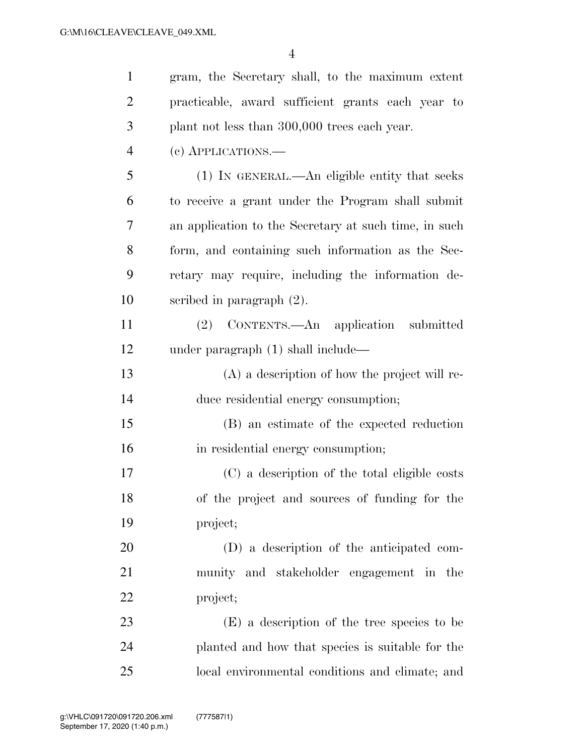gram, the Secretary shall, to the maximum extent practicable, award sufficient grants each year to plant not less than 300,000 trees each year.

(c) APPLICATIONS.—

(1) IN GENERAL.—An eligible entity that seeks to receive a grant under the Program shall submit an application to the Secretary at such time, in such form, and containing such information as the Secretary may require, including the information described in paragraph (2).

(2) CONTENTS.—An application submitted under paragraph (1) shall include—

(A) a description of how the project will reduce residential energy consumption;

(B) an estimate of the expected reduction in residential energy consumption;

(C) a description of the total eligible costs of the project and sources of funding for the project;

(D) a description of the anticipated community and stakeholder engagement in the project;

(E) a description of the tree species to be planted and how that species is suitable for the local environmental conditions and climate; and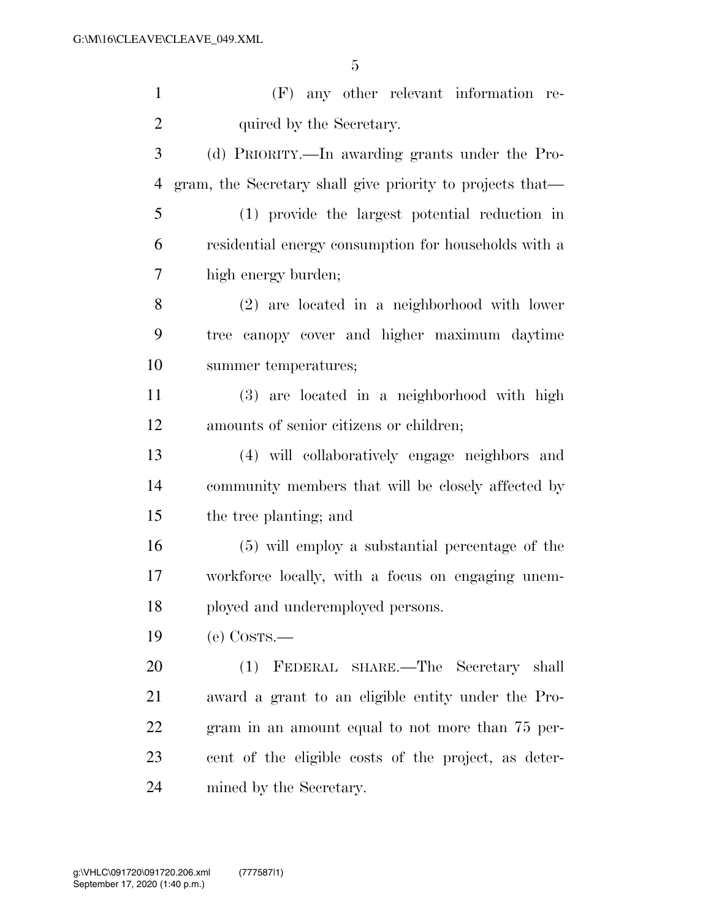(F) any other relevant information required by the Secretary.

(d) PRIORITY.—In awarding grants under the Program, the Secretary shall give priority to projects that—

(1) provide the largest potential reduction in residential energy consumption for households with a high energy burden;

(2) are located in a neighborhood with lower tree canopy cover and higher maximum daytime summer temperatures;

(3) are located in a neighborhood with high amounts of senior citizens or children;

(4) will collaboratively engage neighbors and community members that will be closely affected by the tree planting; and

(5) will employ a substantial percentage of the workforce locally, with a focus on engaging unemployed and underemployed persons.

(e) COSTS.—

(1) FEDERAL SHARE.—The Secretary shall award a grant to an eligible entity under the Program in an amount equal to not more than 75 percent of the eligible costs of the project, as determined by the Secretary.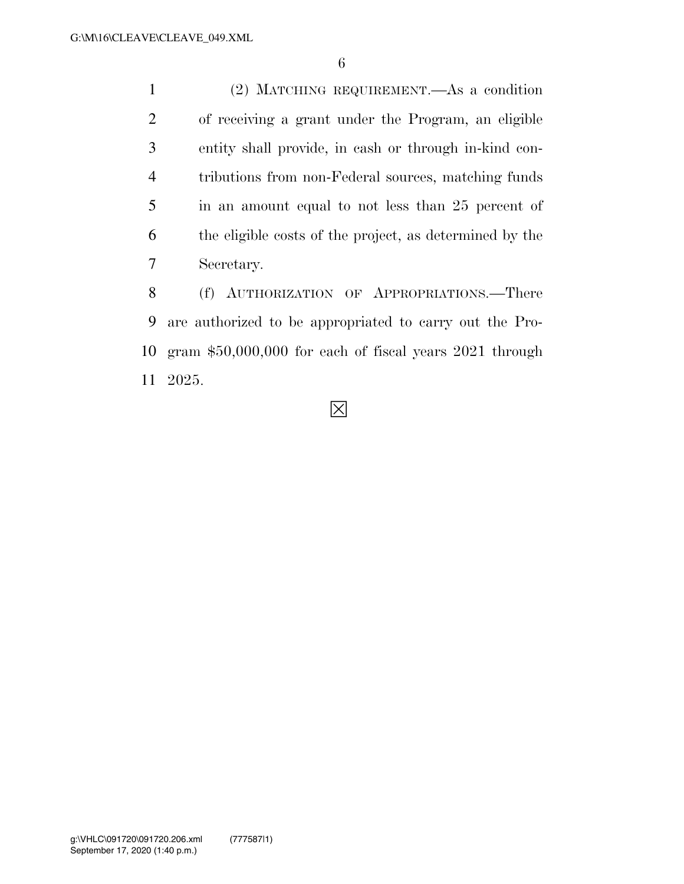(2) MATCHING REQUIREMENT.—As a condition of receiving a grant under the Program, an eligible entity shall provide, in cash or through in-kind contributions from non-Federal sources, matching funds in an amount equal to not less than 25 percent of the eligible costs of the project, as determined by the Secretary.

(f) AUTHORIZATION OF APPROPRIATIONS.—There are authorized to be appropriated to carry out the Program $50,000,000 for each of fiscal years 2021 through 2025.